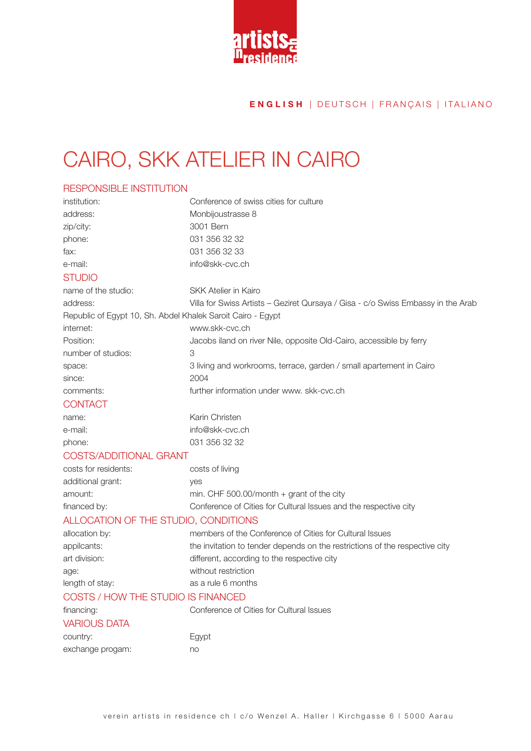**ENGLISH** | DEUTSCH | FRANÇAIS | ITALIANO

# CAIRO, SKK ATELIER IN CAIRO

## RESPONSIBLE INSTITUTION

| | |
|---|---|
| institution: | Conference of swiss cities for culture |
| address: | Monbijoustrasse 8 |
| zip/city: | 3001 Bern |
| phone: | 031 356 32 32 |
| fax: | 031 356 32 33 |
| e-mail: | info@skk-cvc.ch |

## STUDIO

| | |
|---|---|
| name of the studio: | SKK Atelier in Kairo |
| address: | Villa for Swiss Artists – Geziret Qursaya / Gisa - c/o Swiss Embassy in the Arab Republic of Egypt 10, Sh. Abdel Khalek Saroit Cairo - Egypt |
| internet: | www.skk-cvc.ch |
| Position: | Jacobs iland on river Nile, opposite Old-Cairo, accessible by ferry |
| number of studios: | 3 |
| space: | 3 living and workrooms, terrace, garden / small apartement in Cairo |
| since: | 2004 |
| comments: | further information under www. skk-cvc.ch |

## CONTACT

| | |
|---|---|
| name: | Karin Christen |
| e-mail: | info@skk-cvc.ch |
| phone: | 031 356 32 32 |

## COSTS/ADDITIONAL GRANT

| | |
|---|---|
| costs for residents: | costs of living |
| additional grant: | yes |
| amount: | min. CHF 500.00/month + grant of the city |
| financed by: | Conference of Cities for Cultural Issues and the respective city |

## ALLOCATION OF THE STUDIO, CONDITIONS

| | |
|---|---|
| allocation by: | members of the Conference of Cities for Cultural Issues |
| appilcants: | the invitation to tender depends on the restrictions of the respective city |
| art division: | different, according to the respective city |
| age: | without restriction |
| length of stay: | as a rule 6 months |

## COSTS / HOW THE STUDIO IS FINANCED

| | |
|---|---|
| financing: | Conference of Cities for Cultural Issues |

## VARIOUS DATA

| | |
|---|---|
| country: | Egypt |
| exchange progam: | no |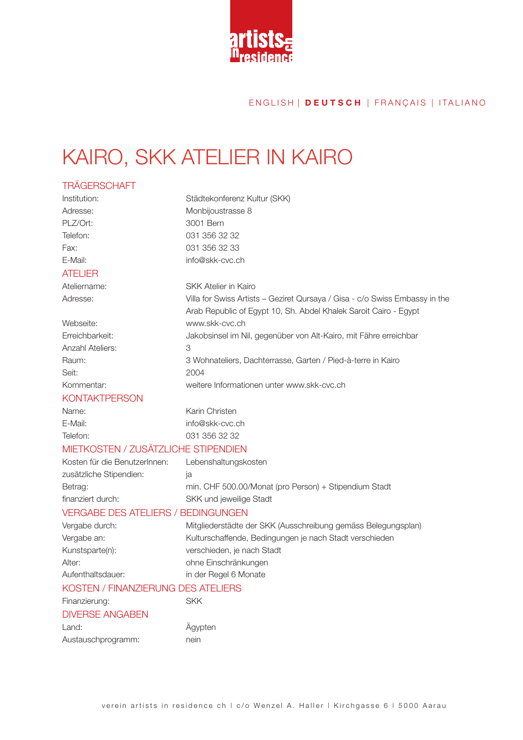ENGLISH | **DEUTSCH** | FRANÇAIS | ITALIANO

# KAIRO, SKK ATELIER IN KAIRO

## TRÄGERSCHAFT

| | |
|---|---|
| Institution: | Städtekonferenz Kultur (SKK) |
| Adresse: | Monbijoustrasse 8 |
| PLZ/Ort: | 3001 Bern |
| Telefon: | 031 356 32 32 |
| Fax: | 031 356 32 33 |
| E-Mail: | info@skk-cvc.ch |

## ATELIER

| | |
|---|---|
| Ateliername: | SKK Atelier in Kairo |
| Adresse: | Villa for Swiss Artists – Geziret Qursaya / Gisa - c/o Swiss Embassy in the Arab Republic of Egypt 10, Sh. Abdel Khalek Saroit Cairo - Egypt |
| Webseite: | www.skk-cvc.ch |
| Erreichbarkeit: | Jakobsinsel im Nil, gegenüber von Alt-Kairo, mit Fähre erreichbar |
| Anzahl Ateliers: | 3 |
| Raum: | 3 Wohnateliers, Dachterrasse, Garten / Pied-à-terre in Kairo |
| Seit: | 2004 |
| Kommentar: | weitere Informationen unter www.skk-cvc.ch |

## KONTAKTPERSON

| | |
|---|---|
| Name: | Karin Christen |
| E-Mail: | info@skk-cvc.ch |
| Telefon: | 031 356 32 32 |

## MIETKOSTEN / ZUSÄTZLICHE STIPENDIEN

| | |
|---|---|
| Kosten für die BenutzerInnen: | Lebenshaltungskosten |
| zusätzliche Stipendien: | ja |
| Betrag: | min. CHF 500.00/Monat (pro Person) + Stipendium Stadt |
| finanziert durch: | SKK und jeweilige Stadt |

## VERGABE DES ATELIERS / BEDINGUNGEN

| | |
|---|---|
| Vergabe durch: | Mitgliederstädte der SKK (Ausschreibung gemäss Belegungsplan) |
| Vergabe an: | Kulturschaffende, Bedingungen je nach Stadt verschieden |
| Kunstsparte(n): | verschieden, je nach Stadt |
| Alter: | ohne Einschränkungen |
| Aufenthaltsdauer: | in der Regel 6 Monate |

## KOSTEN / FINANZIERUNG DES ATELIERS

| | |
|---|---|
| Finanzierung: | SKK |

## DIVERSE ANGABEN

| | |
|---|---|
| Land: | Ägypten |
| Austauschprogramm: | nein |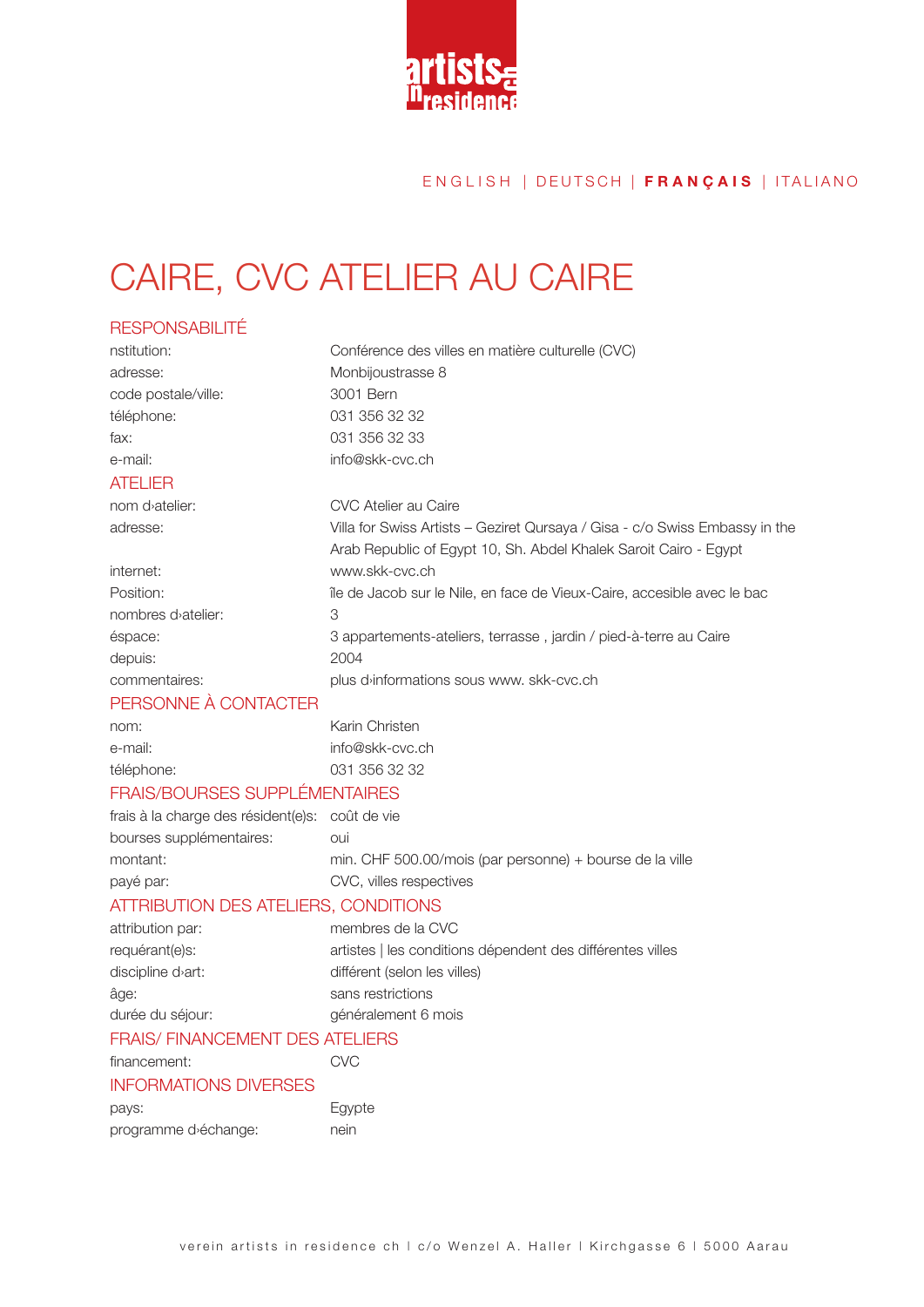ENGLISH | DEUTSCH | **FRANÇAIS** | ITALIANO

# CAIRE, CVC ATELIER AU CAIRE

## RESPONSABILITÉ

| | |
|---|---|
| nstitution: | Conférence des villes en matière culturelle (CVC) |
| adresse: | Monbijoustrasse 8 |
| code postale/ville: | 3001 Bern |
| téléphone: | 031 356 32 32 |
| fax: | 031 356 32 33 |
| e-mail: | info@skk-cvc.ch |

## ATELIER

| | |
|---|---|
| nom d›atelier: | CVC Atelier au Caire |
| adresse: | Villa for Swiss Artists – Geziret Qursaya / Gisa - c/o Swiss Embassy in the Arab Republic of Egypt 10, Sh. Abdel Khalek Saroit Cairo - Egypt |
| internet: | www.skk-cvc.ch |
| Position: | île de Jacob sur le Nile, en face de Vieux-Caire, accesible avec le bac |
| nombres d›atelier: | 3 |
| éspace: | 3 appartements-ateliers, terrasse , jardin / pied-à-terre au Caire |
| depuis: | 2004 |
| commentaires: | plus d›informations sous www. skk-cvc.ch |

## PERSONNE À CONTACTER

| | |
|---|---|
| nom: | Karin Christen |
| e-mail: | info@skk-cvc.ch |
| téléphone: | 031 356 32 32 |

## FRAIS/BOURSES SUPPLÉMENTAIRES

| | |
|---|---|
| frais à la charge des résident(e)s: | coût de vie |
| bourses supplémentaires: | oui |
| montant: | min. CHF 500.00/mois (par personne) + bourse de la ville |
| payé par: | CVC, villes respectives |

## ATTRIBUTION DES ATELIERS, CONDITIONS

| | |
|---|---|
| attribution par: | membres de la CVC |
| requérant(e)s: | artistes \| les conditions dépendent des différentes villes |
| discipline d›art: | différent (selon les villes) |
| âge: | sans restrictions |
| durée du séjour: | généralement 6 mois |

## FRAIS/ FINANCEMENT DES ATELIERS

| | |
|---|---|
| financement: | CVC |

## INFORMATIONS DIVERSES

| | |
|---|---|
| pays: | Egypte |
| programme d›échange: | nein |

verein artists in residence ch | c/o Wenzel A. Haller | Kirchgasse 6 | 5000 Aarau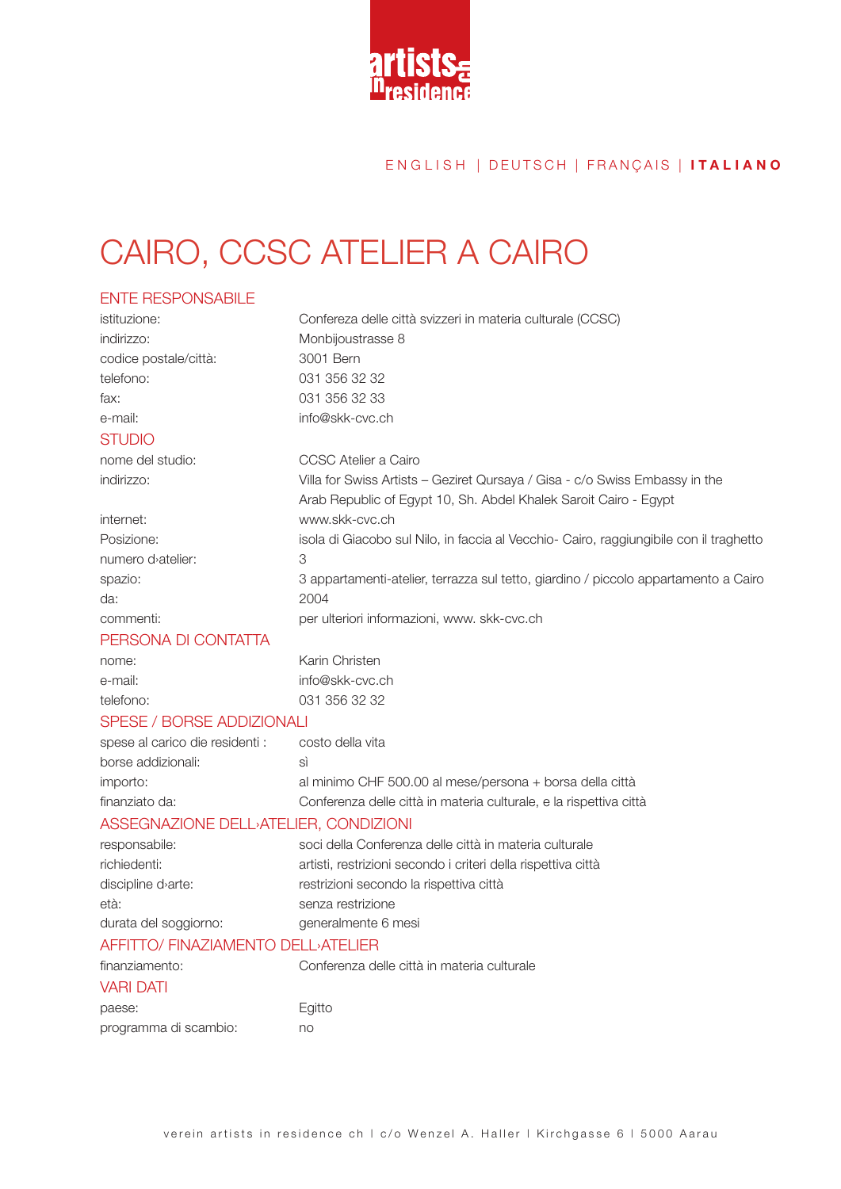ENGLISH | DEUTSCH | FRANÇAIS | **ITALIANO**

# CAIRO, CCSC ATELIER A CAIRO

## ENTE RESPONSABILE

| | |
|---|---|
| istituzione: | Confereza delle città svizzeri in materia culturale (CCSC) |
| indirizzo: | Monbijoustrasse 8 |
| codice postale/città: | 3001 Bern |
| telefono: | 031 356 32 32 |
| fax: | 031 356 32 33 |
| e-mail: | info@skk-cvc.ch |

## STUDIO

| | |
|---|---|
| nome del studio: | CCSC Atelier a Cairo |
| indirizzo: | Villa for Swiss Artists – Geziret Qursaya / Gisa - c/o Swiss Embassy in the Arab Republic of Egypt 10, Sh. Abdel Khalek Saroit Cairo - Egypt |
| internet: | www.skk-cvc.ch |
| Posizione: | isola di Giacobo sul Nilo, in faccia al Vecchio- Cairo, raggiungibile con il traghetto |
| numero d›atelier: | 3 |
| spazio: | 3 appartamenti-atelier, terrazza sul tetto, giardino / piccolo appartamento a Cairo |
| da: | 2004 |
| commenti: | per ulteriori informazioni, www. skk-cvc.ch |

## PERSONA DI CONTATTA

| | |
|---|---|
| nome: | Karin Christen |
| e-mail: | info@skk-cvc.ch |
| telefono: | 031 356 32 32 |

## SPESE / BORSE ADDIZIONALI

| | |
|---|---|
| spese al carico die residenti : | costo della vita |
| borse addizionali: | sì |
| importo: | al minimo CHF 500.00 al mese/persona + borsa della città |
| finanziato da: | Conferenza delle città in materia culturale, e la rispettiva città |

## ASSEGNAZIONE DELL›ATELIER, CONDIZIONI

| | |
|---|---|
| responsabile: | soci della Conferenza delle città in materia culturale |
| richiedenti: | artisti, restrizioni secondo i criteri della rispettiva città |
| discipline d›arte: | restrizioni secondo la rispettiva città |
| età: | senza restrizione |
| durata del soggiorno: | generalmente 6 mesi |

## AFFITTO/ FINAZIAMENTO DELL›ATELIER

| | |
|---|---|
| finanziamento: | Conferenza delle città in materia culturale |

## VARI DATI

| | |
|---|---|
| paese: | Egitto |
| programma di scambio: | no |